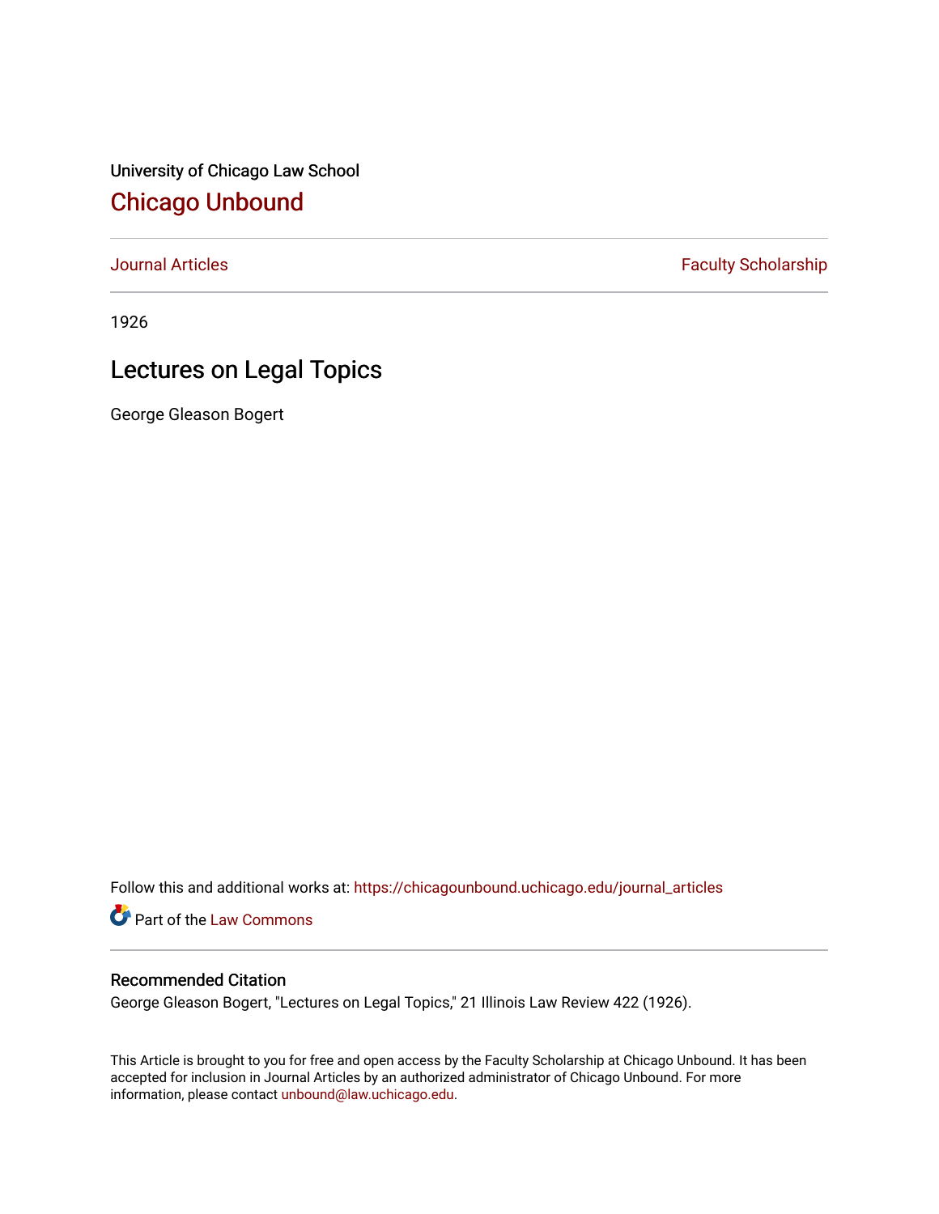University of Chicago Law School

## Chicago Unbound

Journal Articles | Faculty Scholarship

1926

# Lectures on Legal Topics

George Gleason Bogert

Follow this and additional works at: https://chicagounbound.uchicago.edu/journal_articles

Part of the Law Commons

### Recommended Citation

George Gleason Bogert, "Lectures on Legal Topics," 21 Illinois Law Review 422 (1926).

This Article is brought to you for free and open access by the Faculty Scholarship at Chicago Unbound. It has been accepted for inclusion in Journal Articles by an authorized administrator of Chicago Unbound. For more information, please contact unbound@law.uchicago.edu.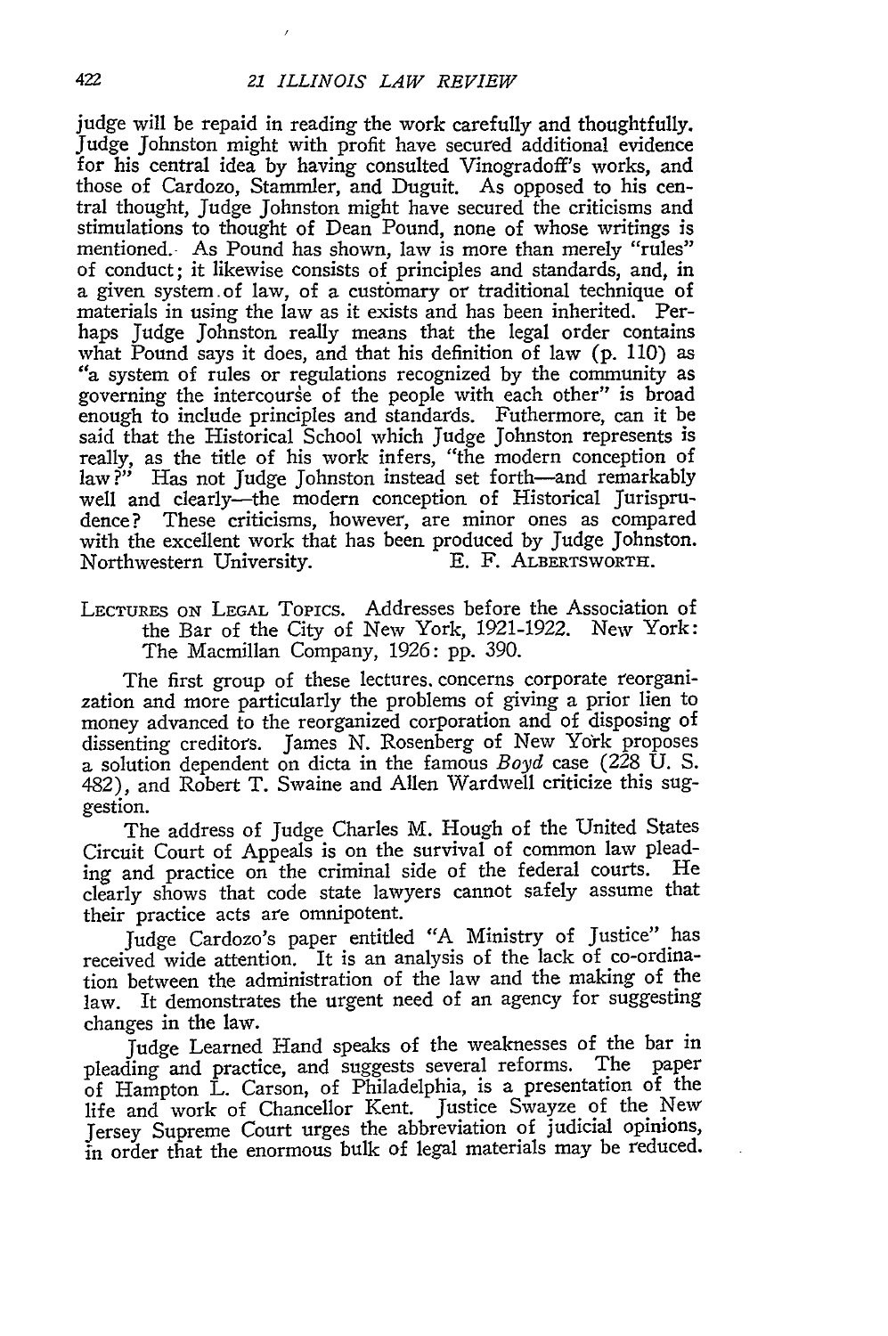judge will be repaid in reading the work carefully and thoughtfully. Judge Johnston might with profit have secured additional evidence for his central idea by having consulted Vinogradoff's works, and those of Cardozo, Stammler, and Duguit. As opposed to his central thought, Judge Johnston might have secured the criticisms and stimulations to thought of Dean Pound, none of whose writings is mentioned. As Pound has shown, law is more than merely "rules" of conduct; it likewise consists of principles and standards, and, in a given system of law, of a customary or traditional technique of materials in using the law as it exists and has been inherited. Perhaps Judge Johnston really means that the legal order contains what Pound says it does, and that his definition of law (p. 110) as "a system of rules or regulations recognized by the community as governing the intercourse of the people with each other" is broad enough to include principles and standards. Futhermore, can it be said that the Historical School which Judge Johnston represents is really, as the title of his work infers, "the modern conception of law?" Has not Judge Johnston instead set forth—and remarkably well and clearly—the modern conception of Historical Jurisprudence? These criticisms, however, are minor ones as compared with the excellent work that has been produced by Judge Johnston.

Northwestern University. E. F. ALBERTSWORTH.

LECTURES ON LEGAL TOPICS. Addresses before the Association of the Bar of the City of New York, 1921-1922. New York: The Macmillan Company, 1926: pp. 390.

The first group of these lectures concerns corporate reorganization and more particularly the problems of giving a prior lien to money advanced to the reorganized corporation and of disposing of dissenting creditors. James N. Rosenberg of New York proposes a solution dependent on dicta in the famous *Boyd* case (228 U. S. 482), and Robert T. Swaine and Allen Wardwell criticize this suggestion.

The address of Judge Charles M. Hough of the United States Circuit Court of Appeals is on the survival of common law pleading and practice on the criminal side of the federal courts. He clearly shows that code state lawyers cannot safely assume that their practice acts are omnipotent.

Judge Cardozo's paper entitled "A Ministry of Justice" has received wide attention. It is an analysis of the lack of co-ordination between the administration of the law and the making of the law. It demonstrates the urgent need of an agency for suggesting changes in the law.

Judge Learned Hand speaks of the weaknesses of the bar in pleading and practice, and suggests several reforms. The paper of Hampton L. Carson, of Philadelphia, is a presentation of the life and work of Chancellor Kent. Justice Swayze of the New Jersey Supreme Court urges the abbreviation of judicial opinions, in order that the enormous bulk of legal materials may be reduced.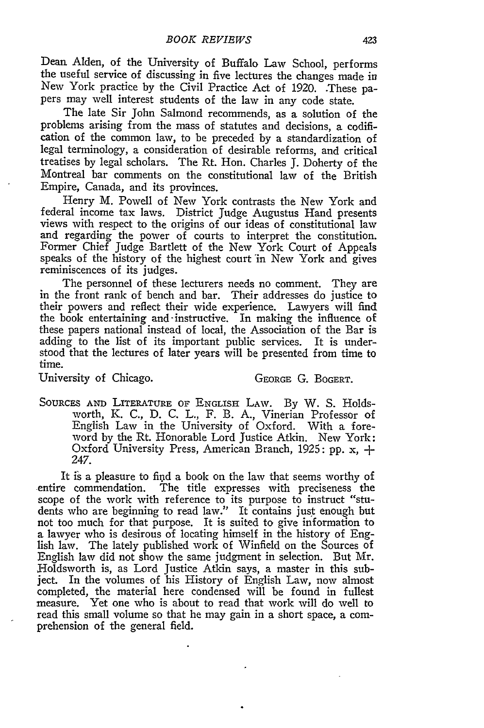Dean Alden, of the University of Buffalo Law School, performs the useful service of discussing in five lectures the changes made in New York practice by the Civil Practice Act of 1920. These papers may well interest students of the law in any code state.

The late Sir John Salmond recommends, as a solution of the problems arising from the mass of statutes and decisions, a codification of the common law, to be preceded by a standardization of legal terminology, a consideration of desirable reforms, and critical treatises by legal scholars. The Rt. Hon. Charles J. Doherty of the Montreal bar comments on the constitutional law of the British Empire, Canada, and its provinces.

Henry M. Powell of New York contrasts the New York and federal income tax laws. District Judge Augustus Hand presents views with respect to the origins of our ideas of constitutional law and regarding the power of courts to interpret the constitution. Former Chief Judge Bartlett of the New York Court of Appeals speaks of the history of the highest court in New York and gives reminiscences of its judges.

The personnel of these lecturers needs no comment. They are in the front rank of bench and bar. Their addresses do justice to their powers and reflect their wide experience. Lawyers will find the book entertaining and instructive. In making the influence of these papers national instead of local, the Association of the Bar is adding to the list of its important public services. It is understood that the lectures of later years will be presented from time to time.

University of Chicago. GEORGE G. BOGERT.

SOURCES AND LITERATURE OF ENGLISH LAW. By W. S. Holdsworth, K. C., D. C. L., F. B. A., Vinerian Professor of English Law in the University of Oxford. With a foreword by the Rt. Honorable Lord Justice Atkin. New York: Oxford University Press, American Branch, 1925: pp. x, + 247.

It is a pleasure to find a book on the law that seems worthy of entire commendation. The title expresses with preciseness the scope of the work with reference to its purpose to instruct "students who are beginning to read law." It contains just enough but not too much for that purpose. It is suited to give information to a lawyer who is desirous of locating himself in the history of English law. The lately published work of Winfield on the Sources of English law did not show the same judgment in selection. But Mr. Holdsworth is, as Lord Justice Atkin says, a master in this subject. In the volumes of his History of English Law, now almost completed, the material here condensed will be found in fullest measure. Yet one who is about to read that work will do well to read this small volume so that he may gain in a short space, a comprehension of the general field.